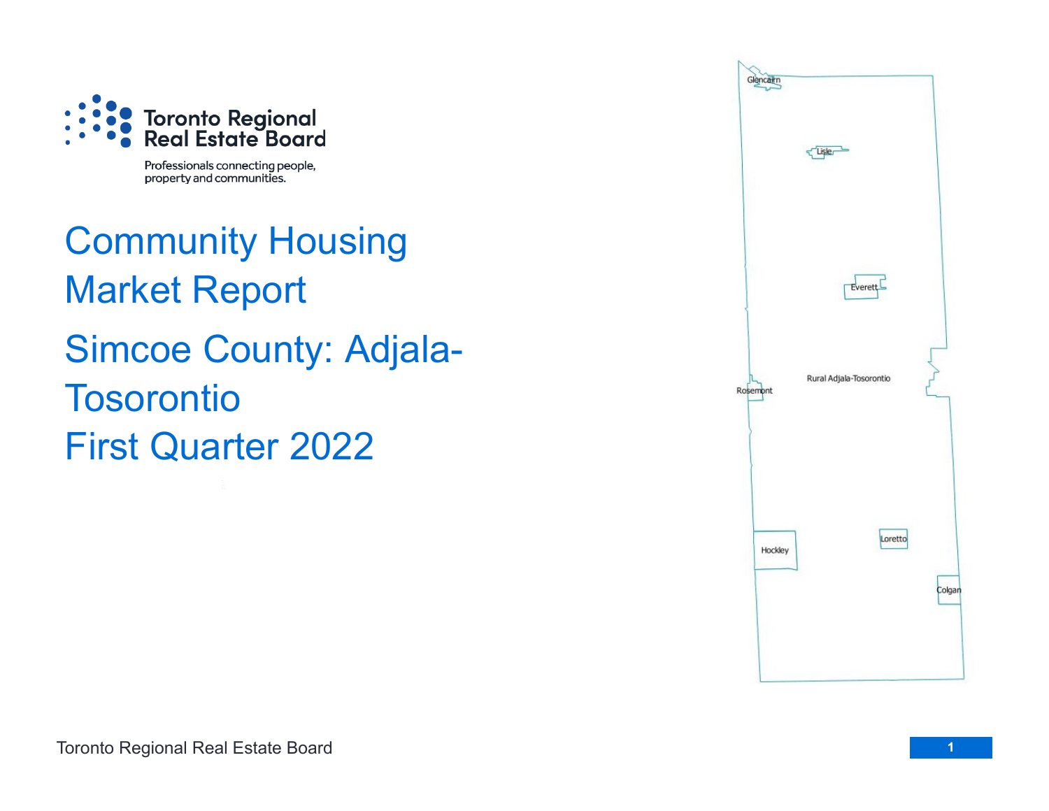Toronto Regional Real Estate Board

Professionals connecting people, property and communities.

# Community Housing Market Report

# Simcoe County: Adjala-Tosorontio

# First Quarter 2022

Glencairn

Lisle

Everett

Rosemont

Rural Adjala-Tosorontio

Hockley

Loretto

Colgan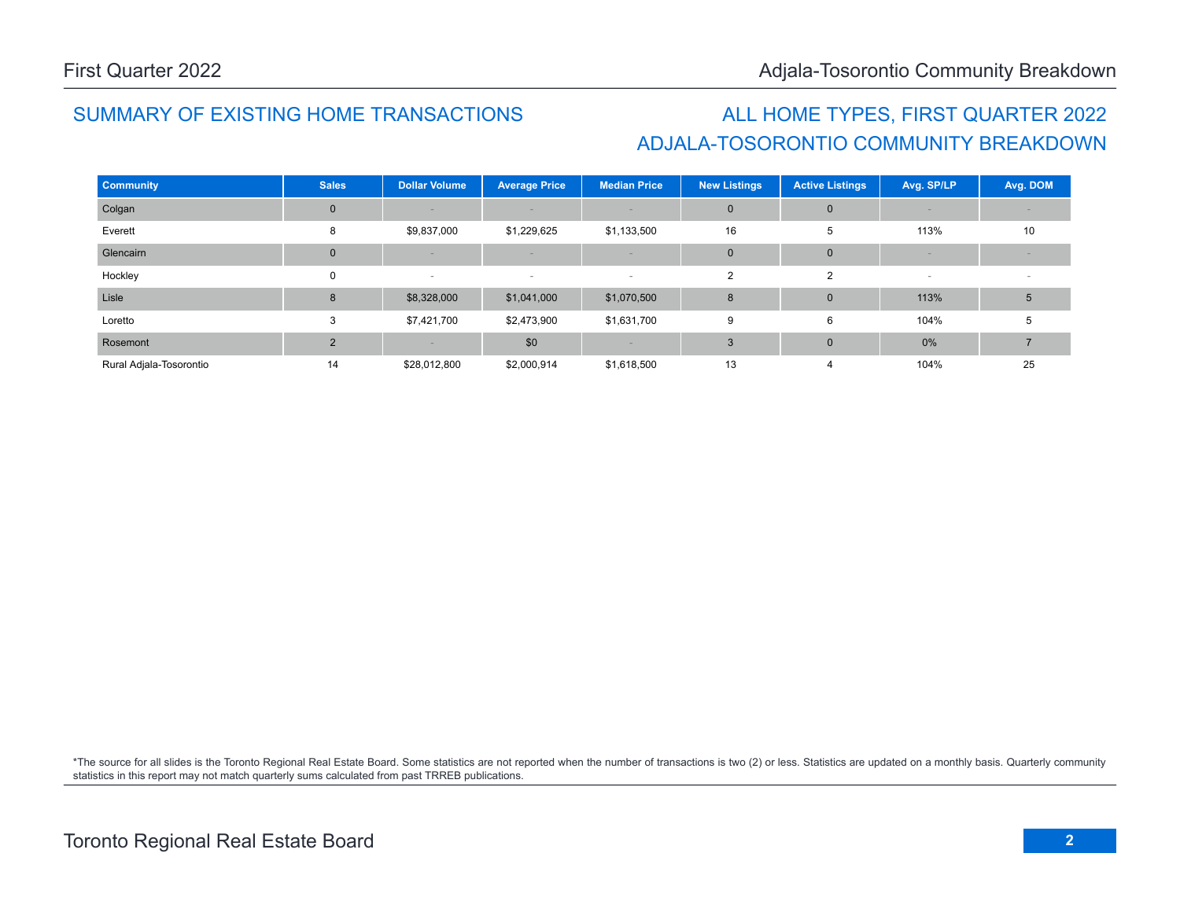## SUMMARY OF EXISTING HOME TRANSACTIONS

## ALL HOME TYPES, FIRST QUARTER 2022
## ADJALA-TOSORONTIO COMMUNITY BREAKDOWN

| Community | Sales | Dollar Volume | Average Price | Median Price | New Listings | Active Listings | Avg. SP/LP | Avg. DOM |
|---|---|---|---|---|---|---|---|---|
| Colgan | 0 | - | - | - | 0 | 0 | - | - |
| Everett | 8 | $9,837,000 | $1,229,625 | $1,133,500 | 16 | 5 | 113% | 10 |
| Glencairn | 0 | - | - | - | 0 | 0 | - | - |
| Hockley | 0 | - | - | - | 2 | 2 | - | - |
| Lisle | 8 | $8,328,000 | $1,041,000 | $1,070,500 | 8 | 0 | 113% | 5 |
| Loretto | 3 | $7,421,700 | $2,473,900 | $1,631,700 | 9 | 6 | 104% | 5 |
| Rosemont | 2 | - | $0 | - | 3 | 0 | 0% | 7 |
| Rural Adjala-Tosorontio | 14 | $28,012,800 | $2,000,914 | $1,618,500 | 13 | 4 | 104% | 25 |

*The source for all slides is the Toronto Regional Real Estate Board. Some statistics are not reported when the number of transactions is two (2) or less. Statistics are updated on a monthly basis. Quarterly community statistics in this report may not match quarterly sums calculated from past TRREB publications.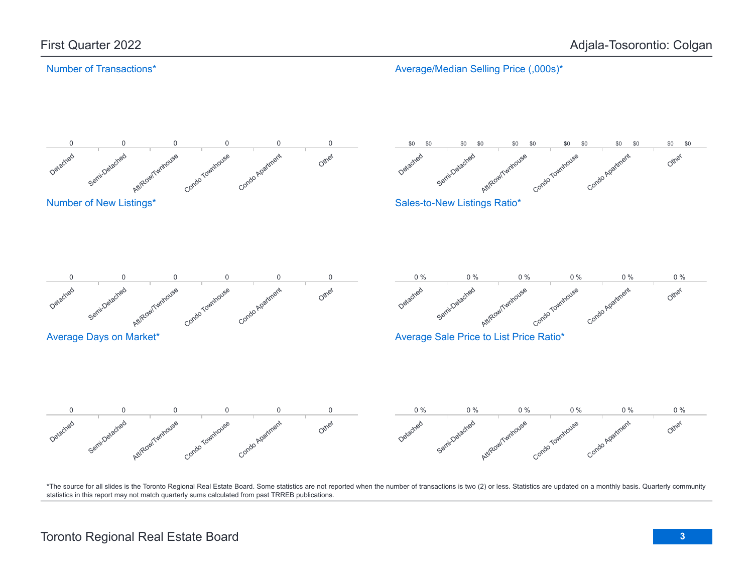First Quarter 2022

Adjala-Tosorontio: Colgan

## Number of Transactions*

| Detached | Semi-Detached | Att/Row/Twnhouse | Condo Townhouse | Condo Apartment | Other |
|---|---|---|---|---|---|
| 0 | 0 | 0 | 0 | 0 | 0 |

## Average/Median Selling Price (,000s)*

| | Detached | Semi-Detached | Att/Row/Twnhouse | Condo Townhouse | Condo Apartment | Other |
|---|---|---|---|---|---|---|
| Average | $0 | $0 | $0 | $0 | $0 | $0 |
| Median | $0 | $0 | $0 | $0 | $0 | $0 |

## Number of New Listings*

| Detached | Semi-Detached | Att/Row/Twnhouse | Condo Townhouse | Condo Apartment | Other |
|---|---|---|---|---|---|
| 0 | 0 | 0 | 0 | 0 | 0 |

## Sales-to-New Listings Ratio*

| Detached | Semi-Detached | Att/Row/Twnhouse | Condo Townhouse | Condo Apartment | Other |
|---|---|---|---|---|---|
| 0 % | 0 % | 0 % | 0 % | 0 % | 0 % |

## Average Days on Market*

| Detached | Semi-Detached | Att/Row/Twnhouse | Condo Townhouse | Condo Apartment | Other |
|---|---|---|---|---|---|
| 0 | 0 | 0 | 0 | 0 | 0 |

## Average Sale Price to List Price Ratio*

| Detached | Semi-Detached | Att/Row/Twnhouse | Condo Townhouse | Condo Apartment | Other |
|---|---|---|---|---|---|
| 0 % | 0 % | 0 % | 0 % | 0 % | 0 % |

*The source for all slides is the Toronto Regional Real Estate Board. Some statistics are not reported when the number of transactions is two (2) or less. Statistics are updated on a monthly basis. Quarterly community statistics in this report may not match quarterly sums calculated from past TRREB publications.

Toronto Regional Real Estate Board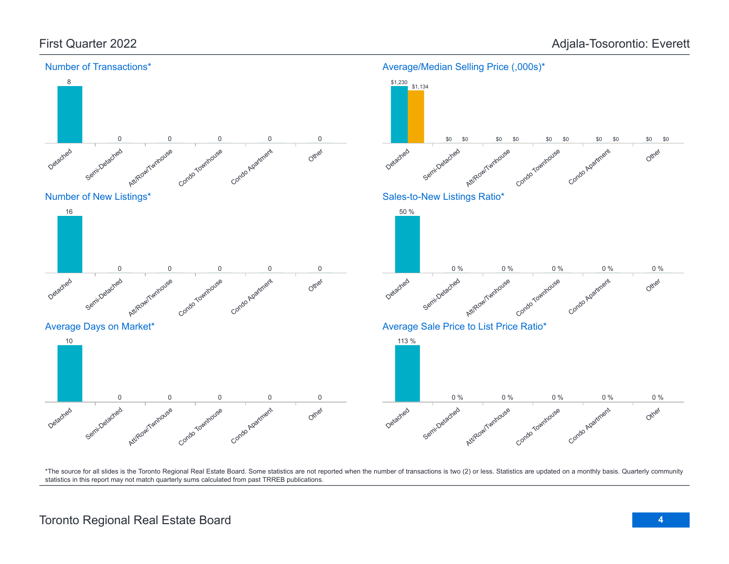# First Quarter 2022

# Adjala-Tosorontio: Everett

## Number of Transactions*

| Detached | Semi-Detached | Att/Row/Twnhouse | Condo Townhouse | Condo Apartment | Other |
|---|---|---|---|---|---|
| 8 | 0 | 0 | 0 | 0 | 0 |

## Average/Median Selling Price (,000s)*

| | Detached | Semi-Detached | Att/Row/Twnhouse | Condo Townhouse | Condo Apartment | Other |
|---|---|---|---|---|---|---|
| Average | $1,230 | $0 | $0 | $0 | $0 | $0 |
| Median | $1,134 | $0 | $0 | $0 | $0 | $0 |

## Number of New Listings*

| Detached | Semi-Detached | Att/Row/Twnhouse | Condo Townhouse | Condo Apartment | Other |
|---|---|---|---|---|---|
| 16 | 0 | 0 | 0 | 0 | 0 |

## Sales-to-New Listings Ratio*

| Detached | Semi-Detached | Att/Row/Twnhouse | Condo Townhouse | Condo Apartment | Other |
|---|---|---|---|---|---|
| 50 % | 0 % | 0 % | 0 % | 0 % | 0 % |

## Average Days on Market*

| Detached | Semi-Detached | Att/Row/Twnhouse | Condo Townhouse | Condo Apartment | Other |
|---|---|---|---|---|---|
| 10 | 0 | 0 | 0 | 0 | 0 |

## Average Sale Price to List Price Ratio*

| Detached | Semi-Detached | Att/Row/Twnhouse | Condo Townhouse | Condo Apartment | Other |
|---|---|---|---|---|---|
| 113 % | 0 % | 0 % | 0 % | 0 % | 0 % |

*The source for all slides is the Toronto Regional Real Estate Board. Some statistics are not reported when the number of transactions is two (2) or less. Statistics are updated on a monthly basis. Quarterly community statistics in this report may not match quarterly sums calculated from past TRREB publications.

Toronto Regional Real Estate Board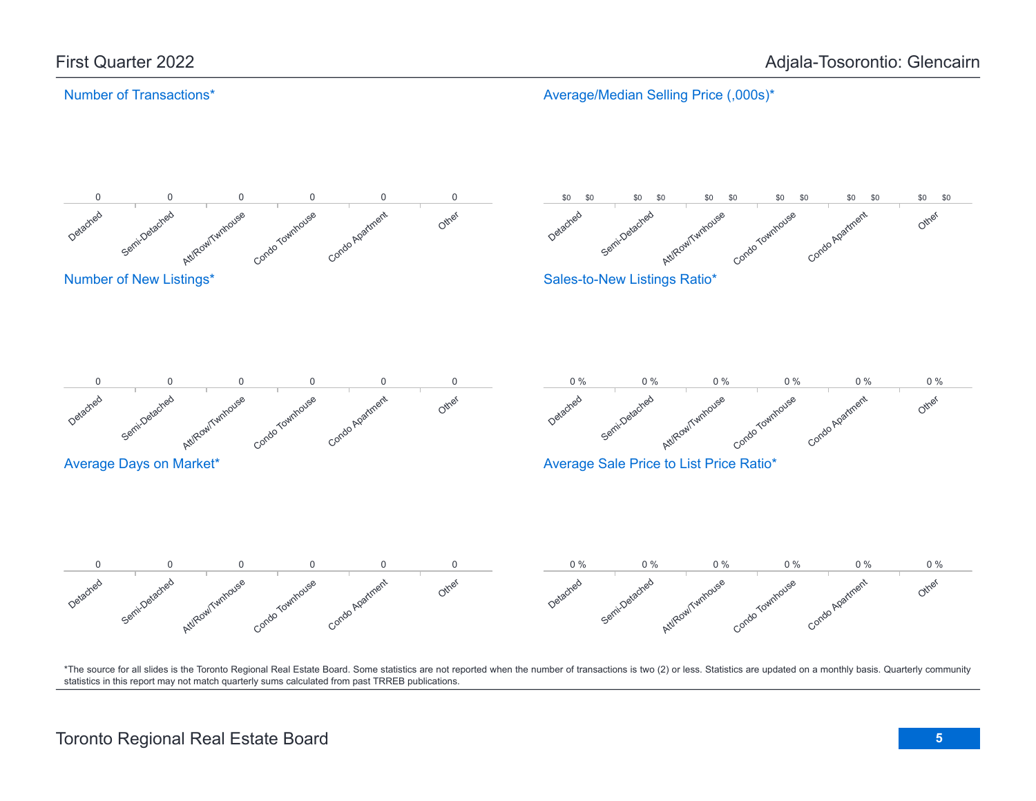# First Quarter 2022 — Adjala-Tosorontio: Glencairn

## Number of Transactions*

| Detached | Semi-Detached | Att/Row/Twnhouse | Condo Townhouse | Condo Apartment | Other |
|---|---|---|---|---|---|
| 0 | 0 | 0 | 0 | 0 | 0 |

## Average/Median Selling Price (,000s)*

| | Detached | Semi-Detached | Att/Row/Twnhouse | Condo Townhouse | Condo Apartment | Other |
|---|---|---|---|---|---|---|
| Average | $0 | $0 | $0 | $0 | $0 | $0 |
| Median | $0 | $0 | $0 | $0 | $0 | $0 |

## Number of New Listings*

| Detached | Semi-Detached | Att/Row/Twnhouse | Condo Townhouse | Condo Apartment | Other |
|---|---|---|---|---|---|
| 0 | 0 | 0 | 0 | 0 | 0 |

## Sales-to-New Listings Ratio*

| Detached | Semi-Detached | Att/Row/Twnhouse | Condo Townhouse | Condo Apartment | Other |
|---|---|---|---|---|---|
| 0 % | 0 % | 0 % | 0 % | 0 % | 0 % |

## Average Days on Market*

| Detached | Semi-Detached | Att/Row/Twnhouse | Condo Townhouse | Condo Apartment | Other |
|---|---|---|---|---|---|
| 0 | 0 | 0 | 0 | 0 | 0 |

## Average Sale Price to List Price Ratio*

| Detached | Semi-Detached | Att/Row/Twnhouse | Condo Townhouse | Condo Apartment | Other |
|---|---|---|---|---|---|
| 0 % | 0 % | 0 % | 0 % | 0 % | 0 % |

*The source for all slides is the Toronto Regional Real Estate Board. Some statistics are not reported when the number of transactions is two (2) or less. Statistics are updated on a monthly basis. Quarterly community statistics in this report may not match quarterly sums calculated from past TRREB publications.

Toronto Regional Real Estate Board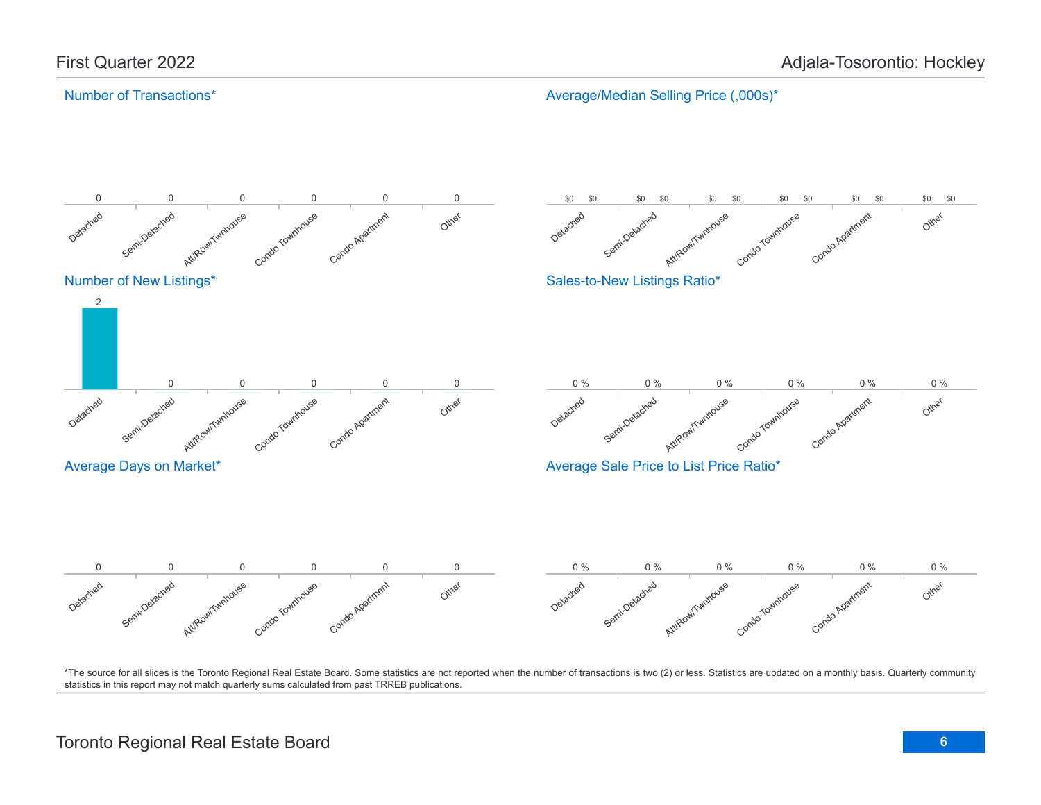First Quarter 2022

Adjala-Tosorontio: Hockley

## Number of Transactions*

| Detached | Semi-Detached | Att/Row/Twnhouse | Condo Townhouse | Condo Apartment | Other |
|---|---|---|---|---|---|
| 0 | 0 | 0 | 0 | 0 | 0 |

## Average/Median Selling Price (,000s)*

| | Detached | Semi-Detached | Att/Row/Twnhouse | Condo Townhouse | Condo Apartment | Other |
|---|---|---|---|---|---|---|
| Average | $0 | $0 | $0 | $0 | $0 | $0 |
| Median | $0 | $0 | $0 | $0 | $0 | $0 |

## Number of New Listings*

| Detached | Semi-Detached | Att/Row/Twnhouse | Condo Townhouse | Condo Apartment | Other |
|---|---|---|---|---|---|
| 2 | 0 | 0 | 0 | 0 | 0 |

## Sales-to-New Listings Ratio*

| Detached | Semi-Detached | Att/Row/Twnhouse | Condo Townhouse | Condo Apartment | Other |
|---|---|---|---|---|---|
| 0 % | 0 % | 0 % | 0 % | 0 % | 0 % |

## Average Days on Market*

| Detached | Semi-Detached | Att/Row/Twnhouse | Condo Townhouse | Condo Apartment | Other |
|---|---|---|---|---|---|
| 0 | 0 | 0 | 0 | 0 | 0 |

## Average Sale Price to List Price Ratio*

| Detached | Semi-Detached | Att/Row/Twnhouse | Condo Townhouse | Condo Apartment | Other |
|---|---|---|---|---|---|
| 0 % | 0 % | 0 % | 0 % | 0 % | 0 % |

*The source for all slides is the Toronto Regional Real Estate Board. Some statistics are not reported when the number of transactions is two (2) or less. Statistics are updated on a monthly basis. Quarterly community statistics in this report may not match quarterly sums calculated from past TRREB publications.

Toronto Regional Real Estate Board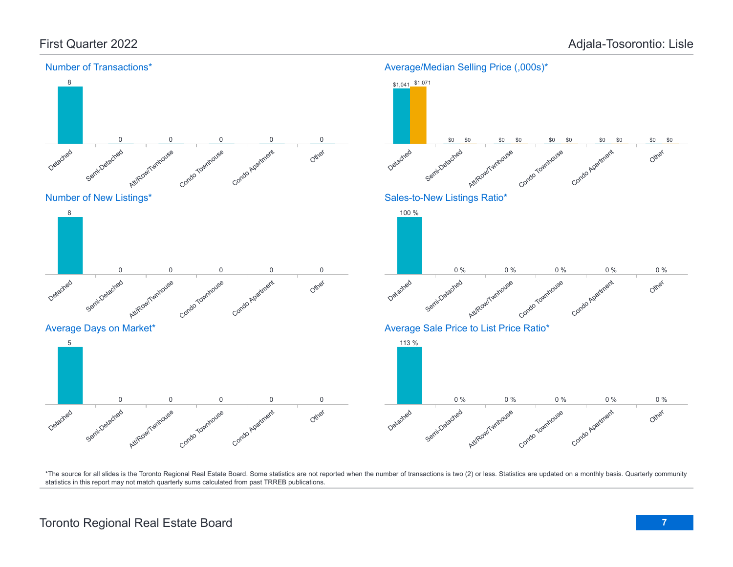First Quarter 2022

Adjala-Tosorontio: Lisle

### Number of Transactions*

| Detached | Semi-Detached | Att/Row/Twnhouse | Condo Townhouse | Condo Apartment | Other |
|---|---|---|---|---|---|
| 8 | 0 | 0 | 0 | 0 | 0 |

### Average/Median Selling Price (,000s)*

| | Detached | Semi-Detached | Att/Row/Twnhouse | Condo Townhouse | Condo Apartment | Other |
|---|---|---|---|---|---|---|
| Average | $1,041 | $0 | $0 | $0 | $0 | $0 |
| Median | $1,071 | $0 | $0 | $0 | $0 | $0 |

### Number of New Listings*

| Detached | Semi-Detached | Att/Row/Twnhouse | Condo Townhouse | Condo Apartment | Other |
|---|---|---|---|---|---|
| 8 | 0 | 0 | 0 | 0 | 0 |

### Sales-to-New Listings Ratio*

| Detached | Semi-Detached | Att/Row/Twnhouse | Condo Townhouse | Condo Apartment | Other |
|---|---|---|---|---|---|
| 100 % | 0 % | 0 % | 0 % | 0 % | 0 % |

### Average Days on Market*

| Detached | Semi-Detached | Att/Row/Twnhouse | Condo Townhouse | Condo Apartment | Other |
|---|---|---|---|---|---|
| 5 | 0 | 0 | 0 | 0 | 0 |

### Average Sale Price to List Price Ratio*

| Detached | Semi-Detached | Att/Row/Twnhouse | Condo Townhouse | Condo Apartment | Other |
|---|---|---|---|---|---|
| 113 % | 0 % | 0 % | 0 % | 0 % | 0 % |

*The source for all slides is the Toronto Regional Real Estate Board. Some statistics are not reported when the number of transactions is two (2) or less. Statistics are updated on a monthly basis. Quarterly community statistics in this report may not match quarterly sums calculated from past TRREB publications.

Toronto Regional Real Estate Board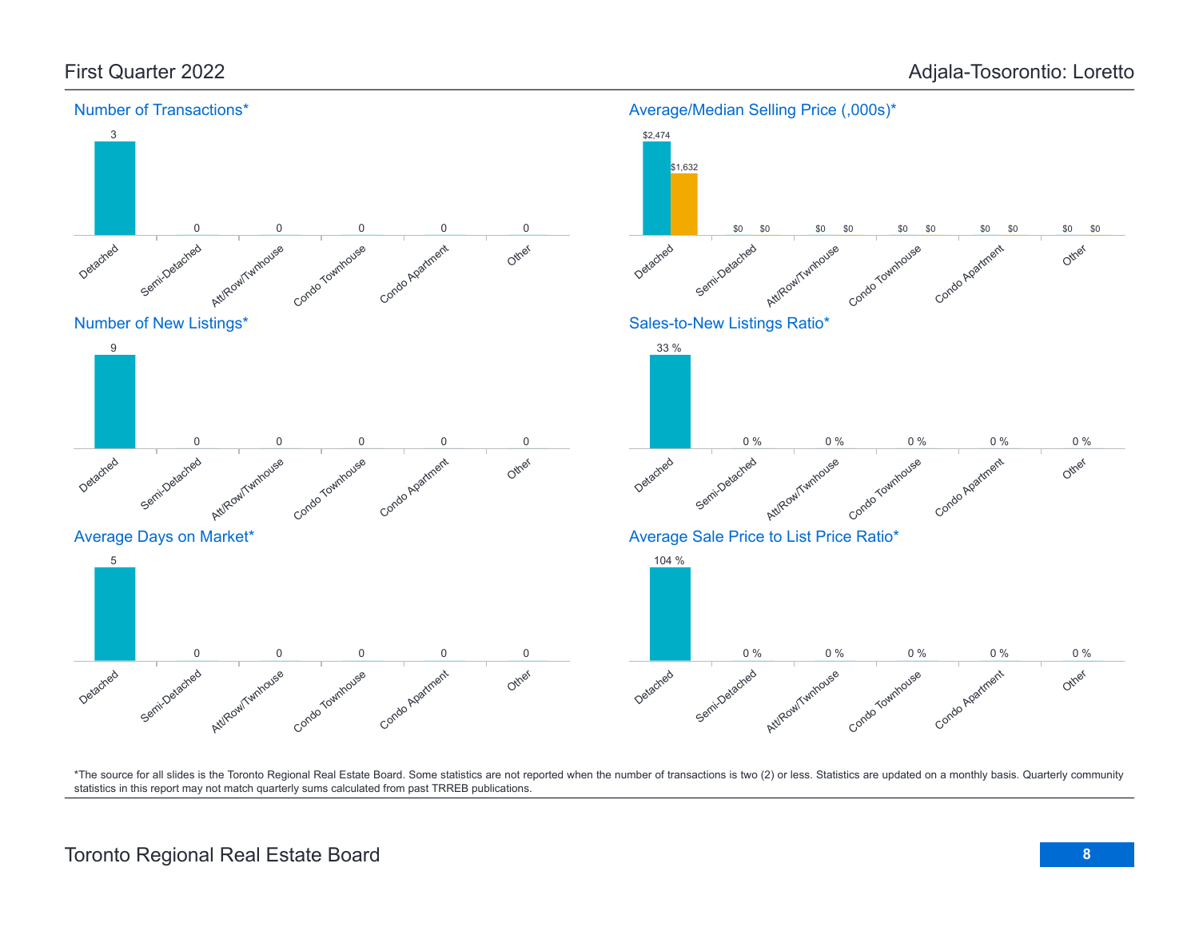# First Quarter 2022 — Adjala-Tosorontio: Loretto

## Number of Transactions*

| Detached | Semi-Detached | Att/Row/Twnhouse | Condo Townhouse | Condo Apartment | Other |
|---|---|---|---|---|---|
| 3 | 0 | 0 | 0 | 0 | 0 |

## Average/Median Selling Price (,000s)*

| | Detached | Semi-Detached | Att/Row/Twnhouse | Condo Townhouse | Condo Apartment | Other |
|---|---|---|---|---|---|---|
| Average | $2,474 | $0 | $0 | $0 | $0 | $0 |
| Median | $1,632 | $0 | $0 | $0 | $0 | $0 |

## Number of New Listings*

| Detached | Semi-Detached | Att/Row/Twnhouse | Condo Townhouse | Condo Apartment | Other |
|---|---|---|---|---|---|
| 9 | 0 | 0 | 0 | 0 | 0 |

## Sales-to-New Listings Ratio*

| Detached | Semi-Detached | Att/Row/Twnhouse | Condo Townhouse | Condo Apartment | Other |
|---|---|---|---|---|---|
| 33 % | 0 % | 0 % | 0 % | 0 % | 0 % |

## Average Days on Market*

| Detached | Semi-Detached | Att/Row/Twnhouse | Condo Townhouse | Condo Apartment | Other |
|---|---|---|---|---|---|
| 5 | 0 | 0 | 0 | 0 | 0 |

## Average Sale Price to List Price Ratio*

| Detached | Semi-Detached | Att/Row/Twnhouse | Condo Townhouse | Condo Apartment | Other |
|---|---|---|---|---|---|
| 104 % | 0 % | 0 % | 0 % | 0 % | 0 % |

*The source for all slides is the Toronto Regional Real Estate Board. Some statistics are not reported when the number of transactions is two (2) or less. Statistics are updated on a monthly basis. Quarterly community statistics in this report may not match quarterly sums calculated from past TRREB publications.

Toronto Regional Real Estate Board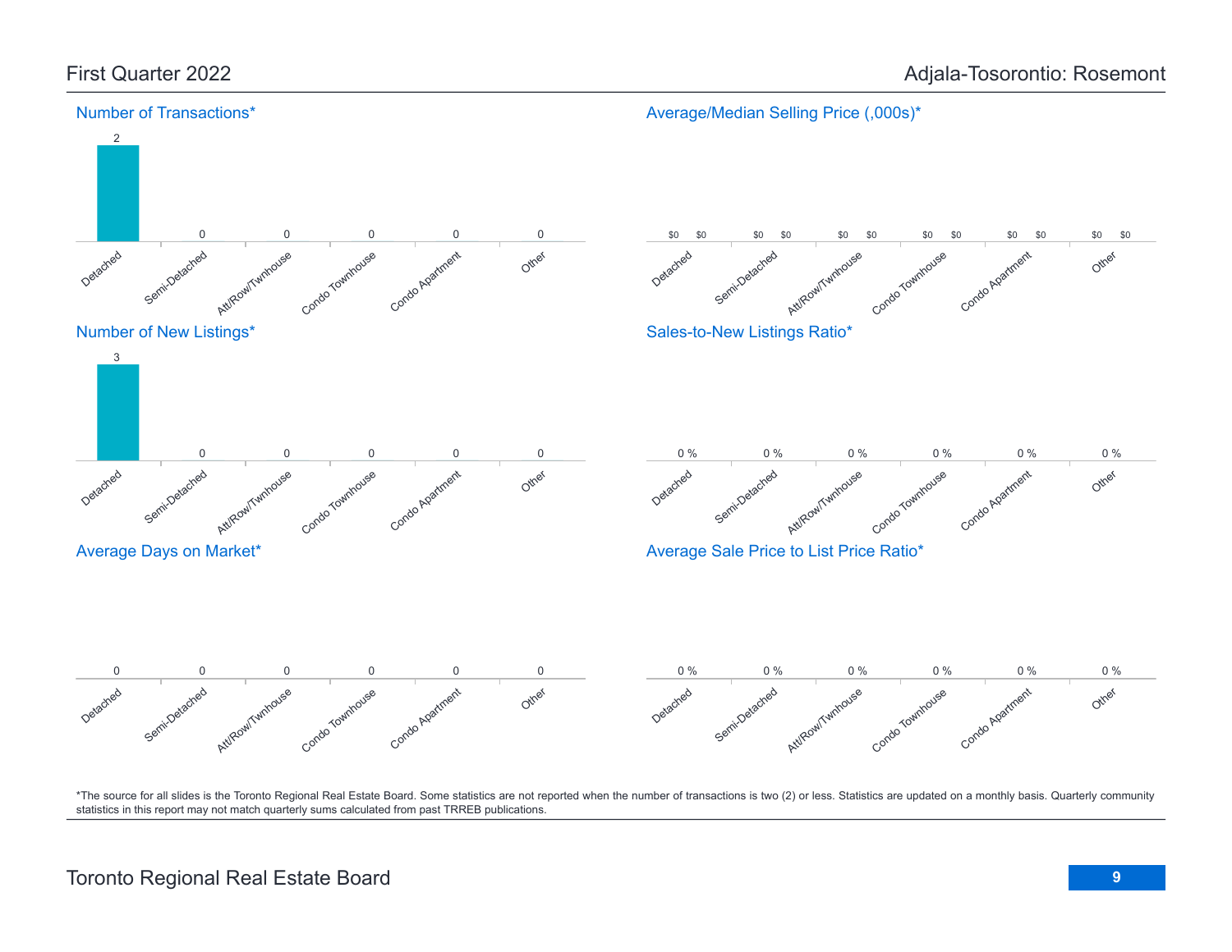First Quarter 2022

Adjala-Tosorontio: Rosemont

### Number of Transactions*

| Detached | Semi-Detached | Att/Row/Twnhouse | Condo Townhouse | Condo Apartment | Other |
|---|---|---|---|---|---|
| 2 | 0 | 0 | 0 | 0 | 0 |

### Average/Median Selling Price (,000s)*

| Detached | Semi-Detached | Att/Row/Twnhouse | Condo Townhouse | Condo Apartment | Other |
|---|---|---|---|---|---|
| $0 / $0 | $0 / $0 | $0 / $0 | $0 / $0 | $0 / $0 | $0 / $0 |

### Number of New Listings*

| Detached | Semi-Detached | Att/Row/Twnhouse | Condo Townhouse | Condo Apartment | Other |
|---|---|---|---|---|---|
| 3 | 0 | 0 | 0 | 0 | 0 |

### Sales-to-New Listings Ratio*

| Detached | Semi-Detached | Att/Row/Twnhouse | Condo Townhouse | Condo Apartment | Other |
|---|---|---|---|---|---|
| 0 % | 0 % | 0 % | 0 % | 0 % | 0 % |

### Average Days on Market*

| Detached | Semi-Detached | Att/Row/Twnhouse | Condo Townhouse | Condo Apartment | Other |
|---|---|---|---|---|---|
| 0 | 0 | 0 | 0 | 0 | 0 |

### Average Sale Price to List Price Ratio*

| Detached | Semi-Detached | Att/Row/Twnhouse | Condo Townhouse | Condo Apartment | Other |
|---|---|---|---|---|---|
| 0 % | 0 % | 0 % | 0 % | 0 % | 0 % |

*The source for all slides is the Toronto Regional Real Estate Board. Some statistics are not reported when the number of transactions is two (2) or less. Statistics are updated on a monthly basis. Quarterly community statistics in this report may not match quarterly sums calculated from past TRREB publications.

Toronto Regional Real Estate Board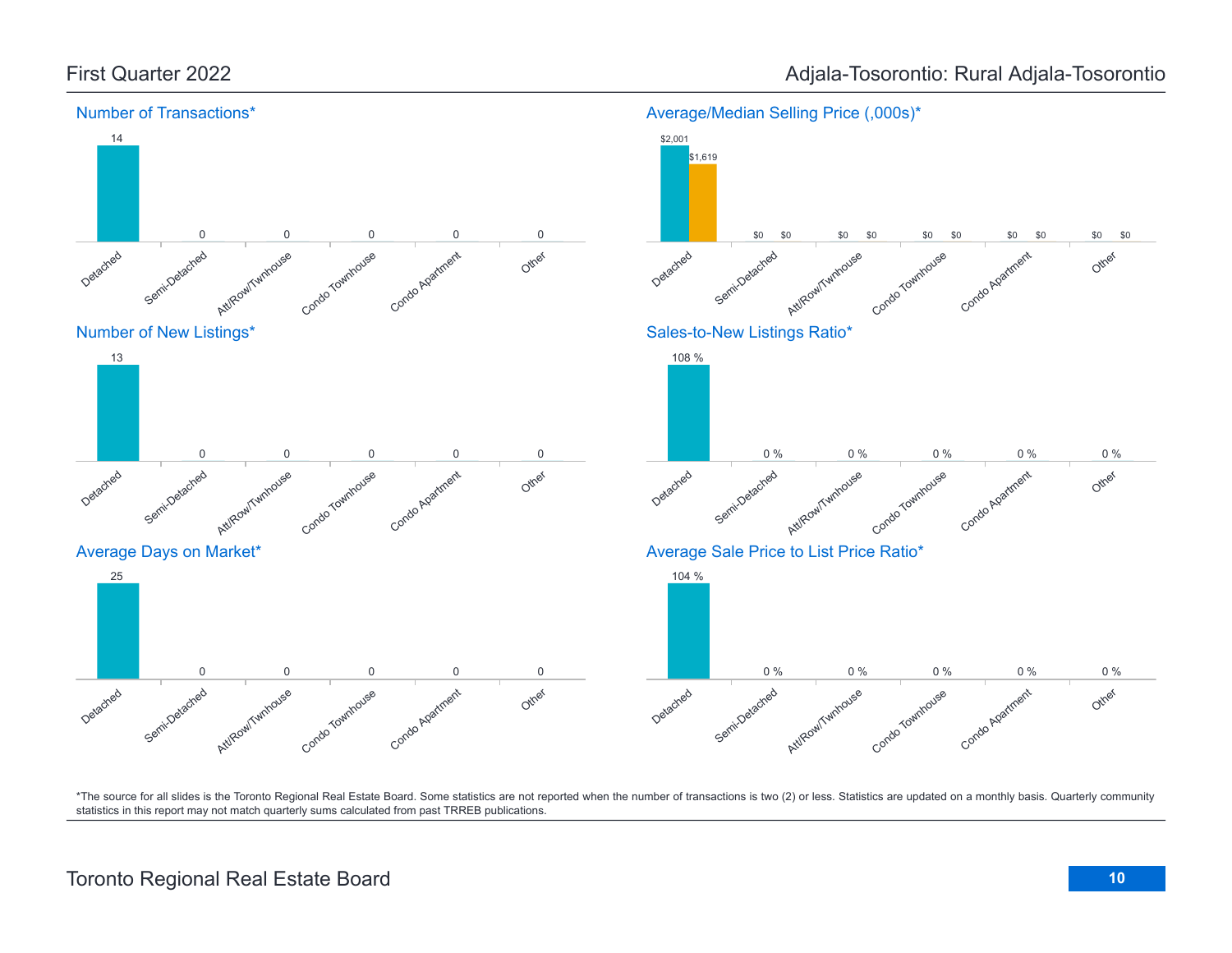First Quarter 2022

Adjala-Tosorontio: Rural Adjala-Tosorontio

## Number of Transactions*

14
0
0
0
0
0

Detached
Semi-Detached
Att/Row/Twnhouse
Condo Townhouse
Condo Apartment
Other

## Average/Median Selling Price (,000s)*

$2,001
$1,619
$0 $0
$0 $0
$0 $0
$0 $0
$0 $0

Detached
Semi-Detached
Att/Row/Twnhouse
Condo Townhouse
Condo Apartment
Other

## Number of New Listings*

13
0
0
0
0
0

Detached
Semi-Detached
Att/Row/Twnhouse
Condo Townhouse
Condo Apartment
Other

## Sales-to-New Listings Ratio*

108 %
0 %
0 %
0 %
0 %
0 %

Detached
Semi-Detached
Att/Row/Twnhouse
Condo Townhouse
Condo Apartment
Other

## Average Days on Market*

25
0
0
0
0
0

Detached
Semi-Detached
Att/Row/Twnhouse
Condo Townhouse
Condo Apartment
Other

## Average Sale Price to List Price Ratio*

104 %
0 %
0 %
0 %
0 %
0 %

Detached
Semi-Detached
Att/Row/Twnhouse
Condo Townhouse
Condo Apartment
Other

*The source for all slides is the Toronto Regional Real Estate Board. Some statistics are not reported when the number of transactions is two (2) or less. Statistics are updated on a monthly basis. Quarterly community statistics in this report may not match quarterly sums calculated from past TRREB publications.

Toronto Regional Real Estate Board